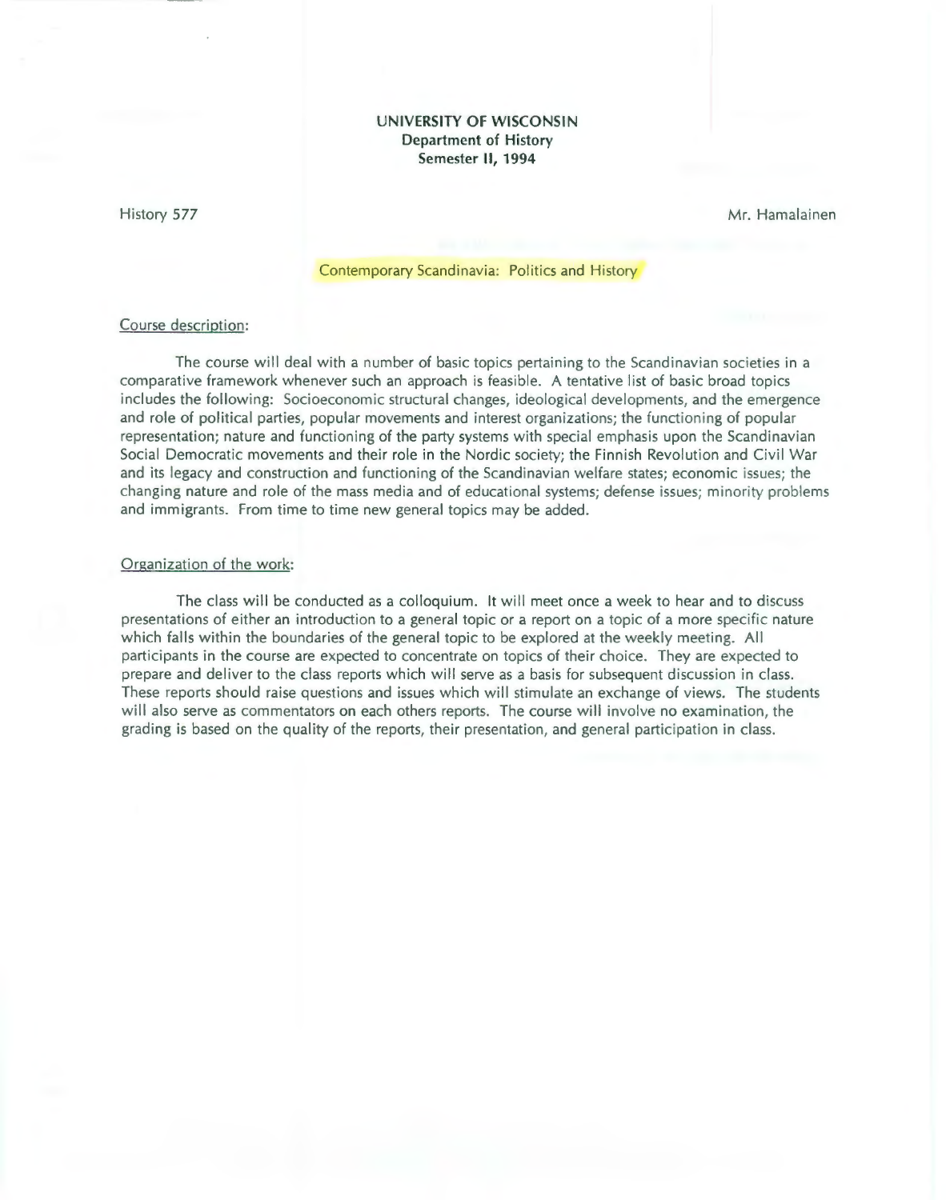**UNIVERSITY OF WISCONSIN**
**Department of History**
**Semester II, 1994**

History 577 — Mr. Hamalainen

# Contemporary Scandinavia: Politics and History

## Course description:

The course will deal with a number of basic topics pertaining to the Scandinavian societies in a comparative framework whenever such an approach is feasible. A tentative list of basic broad topics includes the following: Socioeconomic structural changes, ideological developments, and the emergence and role of political parties, popular movements and interest organizations; the functioning of popular representation; nature and functioning of the party systems with special emphasis upon the Scandinavian Social Democratic movements and their role in the Nordic society; the Finnish Revolution and Civil War and its legacy and construction and functioning of the Scandinavian welfare states; economic issues; the changing nature and role of the mass media and of educational systems; defense issues; minority problems and immigrants. From time to time new general topics may be added.

## Organization of the work:

The class will be conducted as a colloquium. It will meet once a week to hear and to discuss presentations of either an introduction to a general topic or a report on a topic of a more specific nature which falls within the boundaries of the general topic to be explored at the weekly meeting. All participants in the course are expected to concentrate on topics of their choice. They are expected to prepare and deliver to the class reports which will serve as a basis for subsequent discussion in class. These reports should raise questions and issues which will stimulate an exchange of views. The students will also serve as commentators on each others reports. The course will involve no examination, the grading is based on the quality of the reports, their presentation, and general participation in class.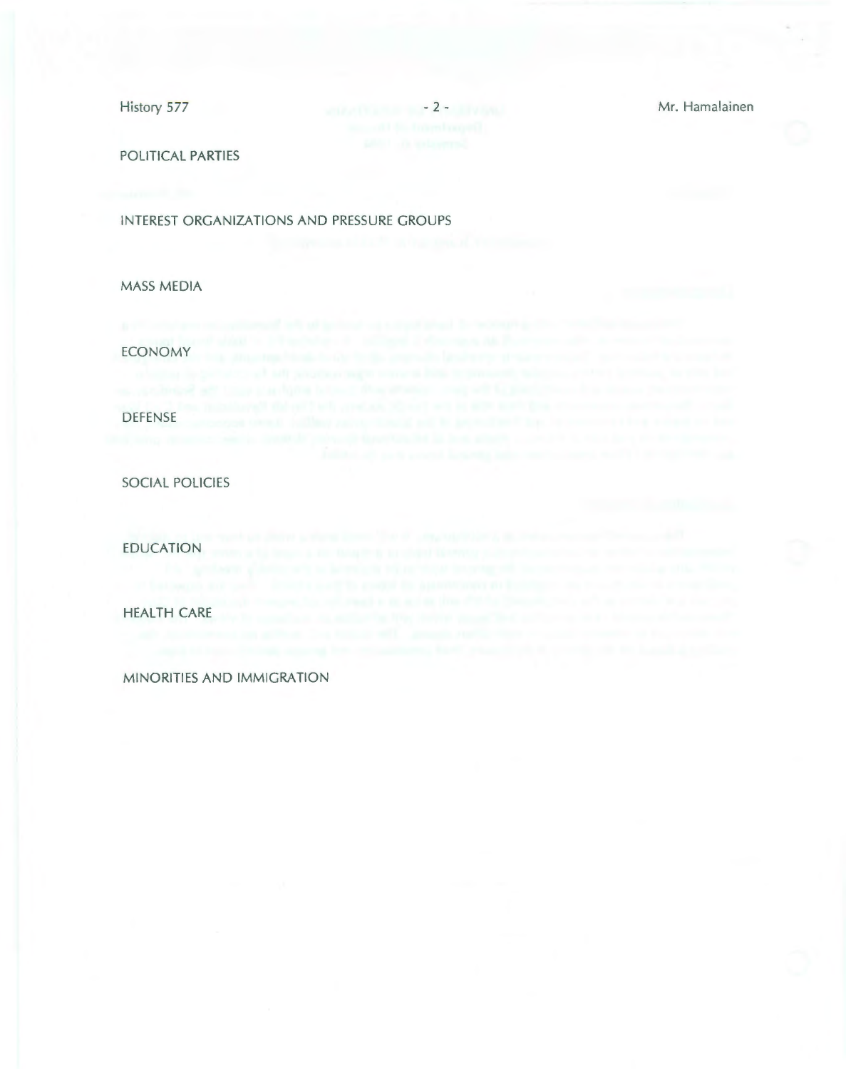POLITICAL PARTIES

INTEREST ORGANIZATIONS AND PRESSURE GROUPS

MASS MEDIA

ECONOMY

DEFENSE

SOCIAL POLICIES

EDUCATION

HEALTH CARE

MINORITIES AND IMMIGRATION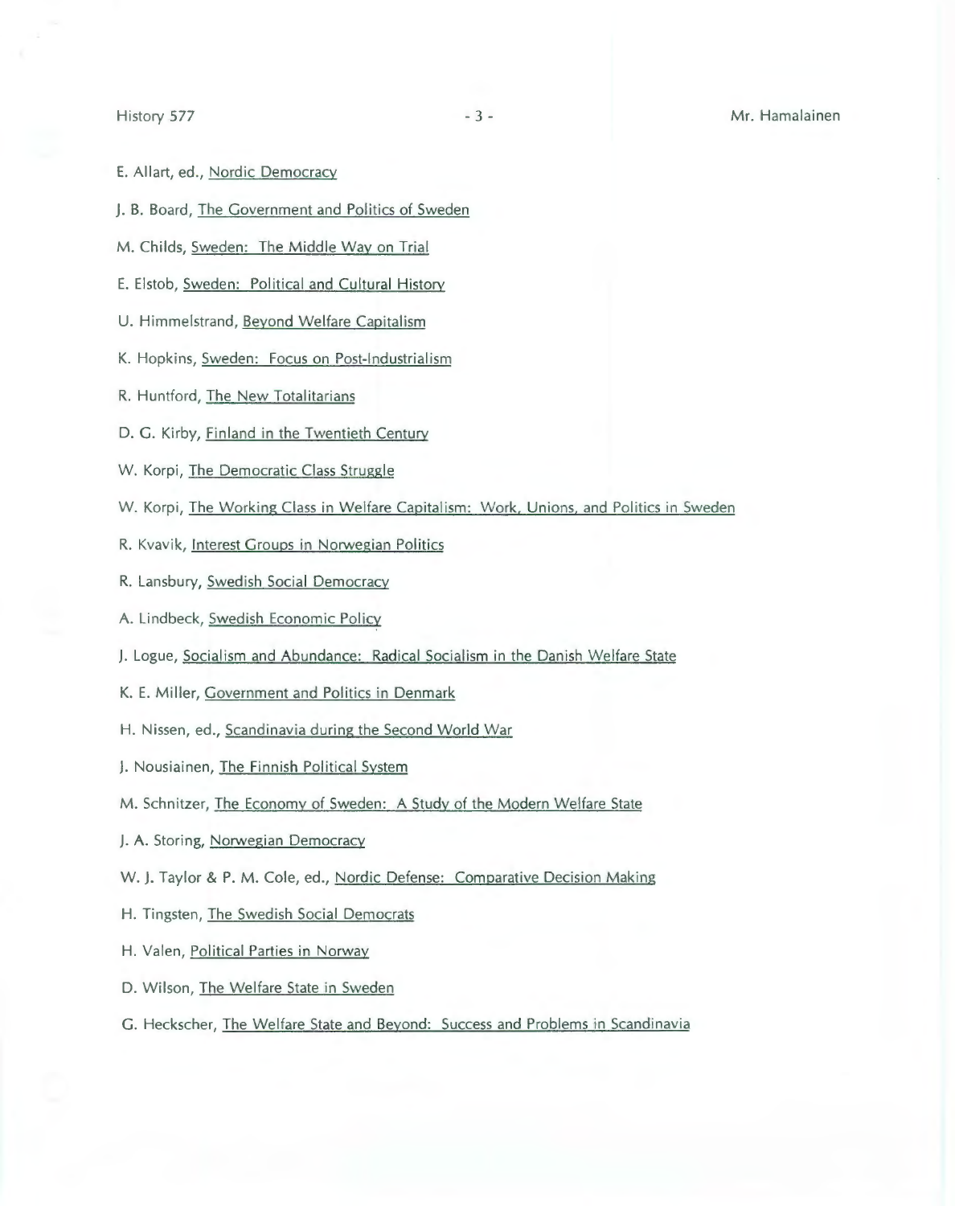E. Allart, ed., Nordic Democracy

J. B. Board, The Government and Politics of Sweden

M. Childs, Sweden: The Middle Way on Trial

E. Elstob, Sweden: Political and Cultural History

U. Himmelstrand, Beyond Welfare Capitalism

K. Hopkins, Sweden: Focus on Post-Industrialism

R. Huntford, The New Totalitarians

D. G. Kirby, Finland in the Twentieth Century

W. Korpi, The Democratic Class Struggle

W. Korpi, The Working Class in Welfare Capitalism: Work, Unions, and Politics in Sweden

R. Kvavik, Interest Groups in Norwegian Politics

R. Lansbury, Swedish Social Democracy

A. Lindbeck, Swedish Economic Policy

J. Logue, Socialism and Abundance: Radical Socialism in the Danish Welfare State

K. E. Miller, Government and Politics in Denmark

H. Nissen, ed., Scandinavia during the Second World War

J. Nousiainen, The Finnish Political System

M. Schnitzer, The Economy of Sweden: A Study of the Modern Welfare State

J. A. Storing, Norwegian Democracy

W. J. Taylor & P. M. Cole, ed., Nordic Defense: Comparative Decision Making

H. Tingsten, The Swedish Social Democrats

H. Valen, Political Parties in Norway

D. Wilson, The Welfare State in Sweden

G. Heckscher, The Welfare State and Beyond: Success and Problems in Scandinavia